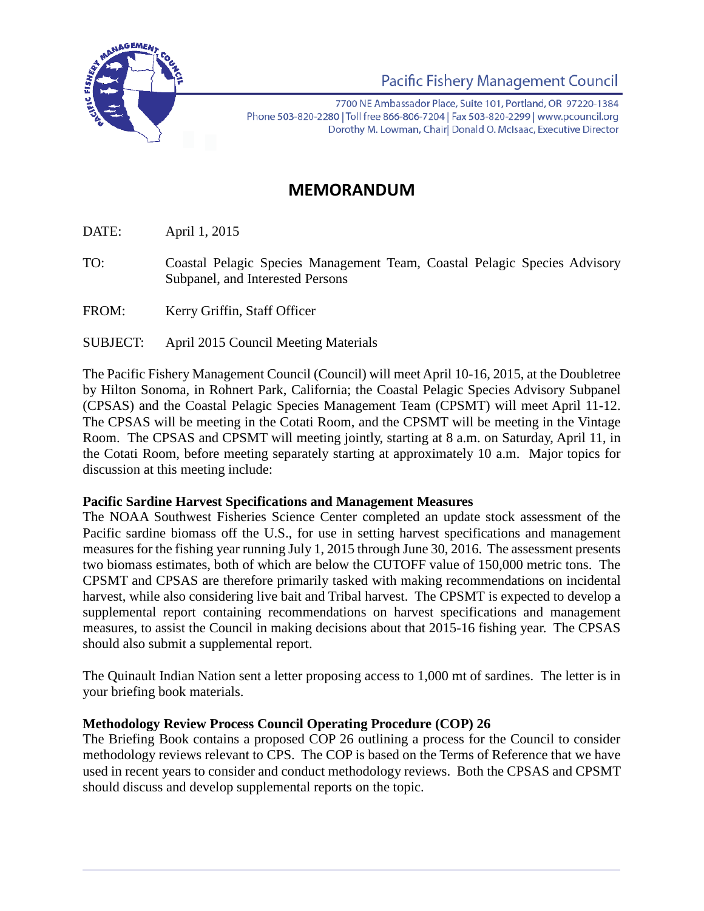Pacific Fishery Management Council

7700 NE Ambassador Place, Suite 101, Portland, OR 97220-1384
Phone 503-820-2280 | Toll free 866-806-7204 | Fax 503-820-2299 | www.pcouncil.org
Dorothy M. Lowman, Chair| Donald O. McIsaac, Executive Director

# MEMORANDUM

DATE: April 1, 2015

TO: Coastal Pelagic Species Management Team, Coastal Pelagic Species Advisory Subpanel, and Interested Persons

FROM: Kerry Griffin, Staff Officer

SUBJECT: April 2015 Council Meeting Materials

The Pacific Fishery Management Council (Council) will meet April 10-16, 2015, at the Doubletree by Hilton Sonoma, in Rohnert Park, California; the Coastal Pelagic Species Advisory Subpanel (CPSAS) and the Coastal Pelagic Species Management Team (CPSMT) will meet April 11-12. The CPSAS will be meeting in the Cotati Room, and the CPSMT will be meeting in the Vintage Room. The CPSAS and CPSMT will meeting jointly, starting at 8 a.m. on Saturday, April 11, in the Cotati Room, before meeting separately starting at approximately 10 a.m. Major topics for discussion at this meeting include:

**Pacific Sardine Harvest Specifications and Management Measures**

The NOAA Southwest Fisheries Science Center completed an update stock assessment of the Pacific sardine biomass off the U.S., for use in setting harvest specifications and management measures for the fishing year running July 1, 2015 through June 30, 2016. The assessment presents two biomass estimates, both of which are below the CUTOFF value of 150,000 metric tons. The CPSMT and CPSAS are therefore primarily tasked with making recommendations on incidental harvest, while also considering live bait and Tribal harvest. The CPSMT is expected to develop a supplemental report containing recommendations on harvest specifications and management measures, to assist the Council in making decisions about that 2015-16 fishing year. The CPSAS should also submit a supplemental report.

The Quinault Indian Nation sent a letter proposing access to 1,000 mt of sardines. The letter is in your briefing book materials.

**Methodology Review Process Council Operating Procedure (COP) 26**

The Briefing Book contains a proposed COP 26 outlining a process for the Council to consider methodology reviews relevant to CPS. The COP is based on the Terms of Reference that we have used in recent years to consider and conduct methodology reviews. Both the CPSAS and CPSMT should discuss and develop supplemental reports on the topic.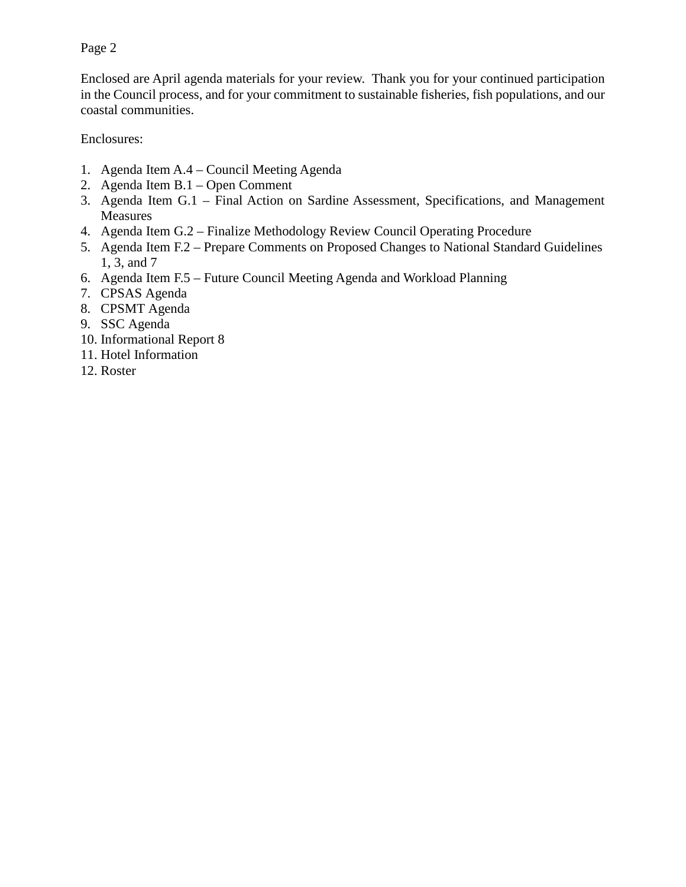Enclosed are April agenda materials for your review. Thank you for your continued participation in the Council process, and for your commitment to sustainable fisheries, fish populations, and our coastal communities.

Enclosures:

1. Agenda Item A.4 – Council Meeting Agenda
2. Agenda Item B.1 – Open Comment
3. Agenda Item G.1 – Final Action on Sardine Assessment, Specifications, and Management Measures
4. Agenda Item G.2 – Finalize Methodology Review Council Operating Procedure
5. Agenda Item F.2 – Prepare Comments on Proposed Changes to National Standard Guidelines 1, 3, and 7
6. Agenda Item F.5 – Future Council Meeting Agenda and Workload Planning
7. CPSAS Agenda
8. CPSMT Agenda
9. SSC Agenda
10. Informational Report 8
11. Hotel Information
12. Roster